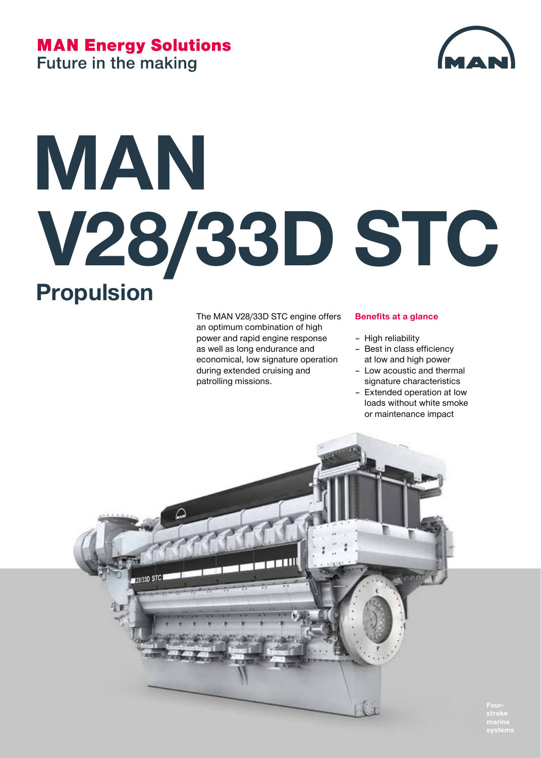**MAN Energy Solutions**
Future in the making

# MAN V28/33D STC

## Propulsion

The MAN V28/33D STC engine offers an optimum combination of high power and rapid engine response as well as long endurance and economical, low signature operation during extended cruising and patrolling missions.

**Benefits at a glance**

- High reliability
- Best in class efficiency at low and high power
- Low acoustic and thermal signature characteristics
- Extended operation at low loads without white smoke or maintenance impact

Four-stroke marine systems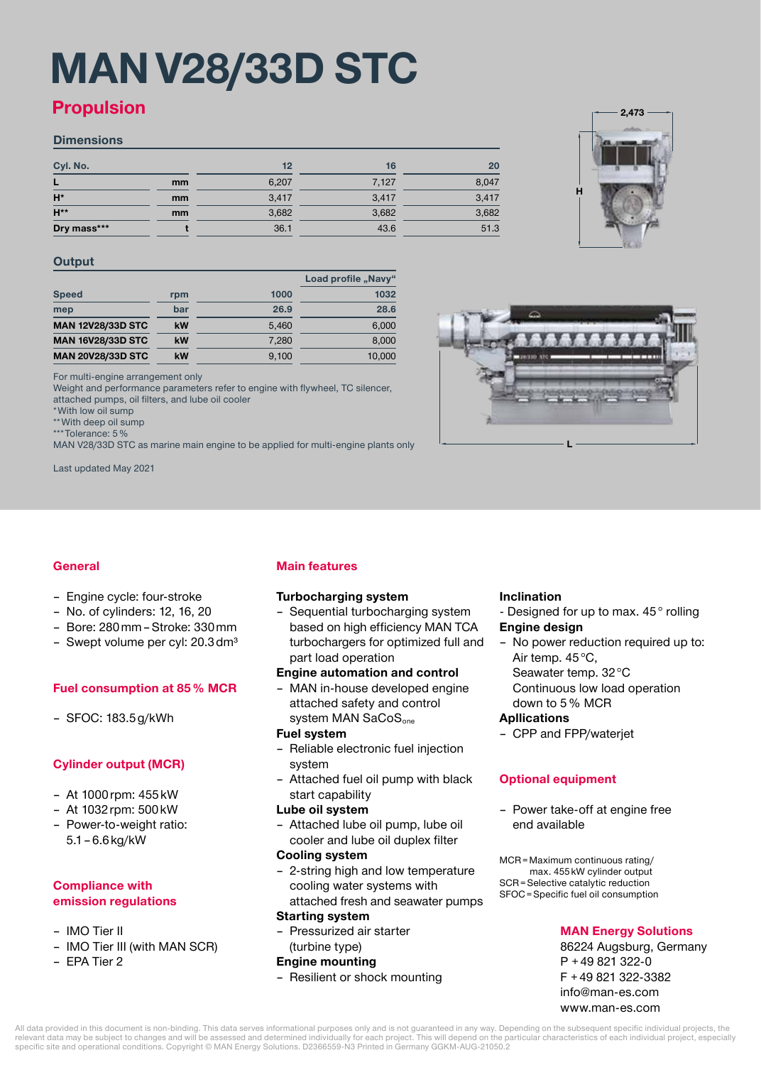# MAN V28/33D STC

## Propulsion

### Dimensions

| Cyl. No. | | 12 | 16 | 20 |
|---|---|---|---|---|
| L | mm | 6,207 | 7,127 | 8,047 |
| H* | mm | 3,417 | 3,417 | 3,417 |
| H** | mm | 3,682 | 3,682 | 3,682 |
| Dry mass*** | t | 36.1 | 43.6 | 51.3 |

2,473

H

### Output

| | | | Load profile „Navy“ |
|---|---|---|---|
| Speed | rpm | 1000 | 1032 |
| mep | bar | 26.9 | 28.6 |
| MAN 12V28/33D STC | kW | 5,460 | 6,000 |
| MAN 16V28/33D STC | kW | 7,280 | 8,000 |
| MAN 20V28/33D STC | kW | 9,100 | 10,000 |

L

For multi-engine arrangement only
Weight and performance parameters refer to engine with flywheel, TC silencer, attached pumps, oil filters, and lube oil cooler
*With low oil sump
**With deep oil sump
***Tolerance: 5 %
MAN V28/33D STC as marine main engine to be applied for multi-engine plants only

Last updated May 2021

## General

- Engine cycle: four-stroke
- No. of cylinders: 12, 16, 20
- Bore: 280 mm – Stroke: 330 mm
- Swept volume per cyl: 20.3 $dm^3$

## Fuel consumption at 85 % MCR

- SFOC: 183.5 g/kWh

## Cylinder output (MCR)

- At 1000 rpm: 455 kW
- At 1032 rpm: 500 kW
- Power-to-weight ratio: 5.1 – 6.6 kg/kW

## Compliance with emission regulations

- IMO Tier II
- IMO Tier III (with MAN SCR)
- EPA Tier 2

## Main features

**Turbocharging system**
- Sequential turbocharging system based on high efficiency MAN TCA turbochargers for optimized full and part load operation

**Engine automation and control**
- MAN in-house developed engine attached safety and control system MAN $SaCoS_{one}$

**Fuel system**
- Reliable electronic fuel injection system
- Attached fuel oil pump with black start capability

**Lube oil system**
- Attached lube oil pump, lube oil cooler and lube oil duplex filter

**Cooling system**
- 2-string high and low temperature cooling water systems with attached fresh and seawater pumps

**Starting system**
- Pressurized air starter (turbine type)

**Engine mounting**
- Resilient or shock mounting

**Inclination**
- Designed for up to max. 45 ° rolling

**Engine design**
- No power reduction required up to: Air temp. 45 °C, Seawater temp. 32 °C Continuous low load operation down to 5 % MCR

**Apllications**
- CPP and FPP/waterjet

## Optional equipment

- Power take-off at engine free end available

MCR = Maximum continuous rating/ max. 455 kW cylinder output
SCR = Selective catalytic reduction
SFOC = Specific fuel oil consumption

**MAN Energy Solutions**
86224 Augsburg, Germany
P + 49 821 322-0
F + 49 821 322-3382
info@man-es.com
www.man-es.com

All data provided in this document is non-binding. This data serves informational purposes only and is not guaranteed in any way. Depending on the subsequent specific individual projects, the relevant data may be subject to changes and will be assessed and determined individually for each project. This will depend on the particular characteristics of each individual project, especially specific site and operational conditions. Copyright © MAN Energy Solutions. D2366559-N3 Printed in Germany GGKM-AUG-21050.2